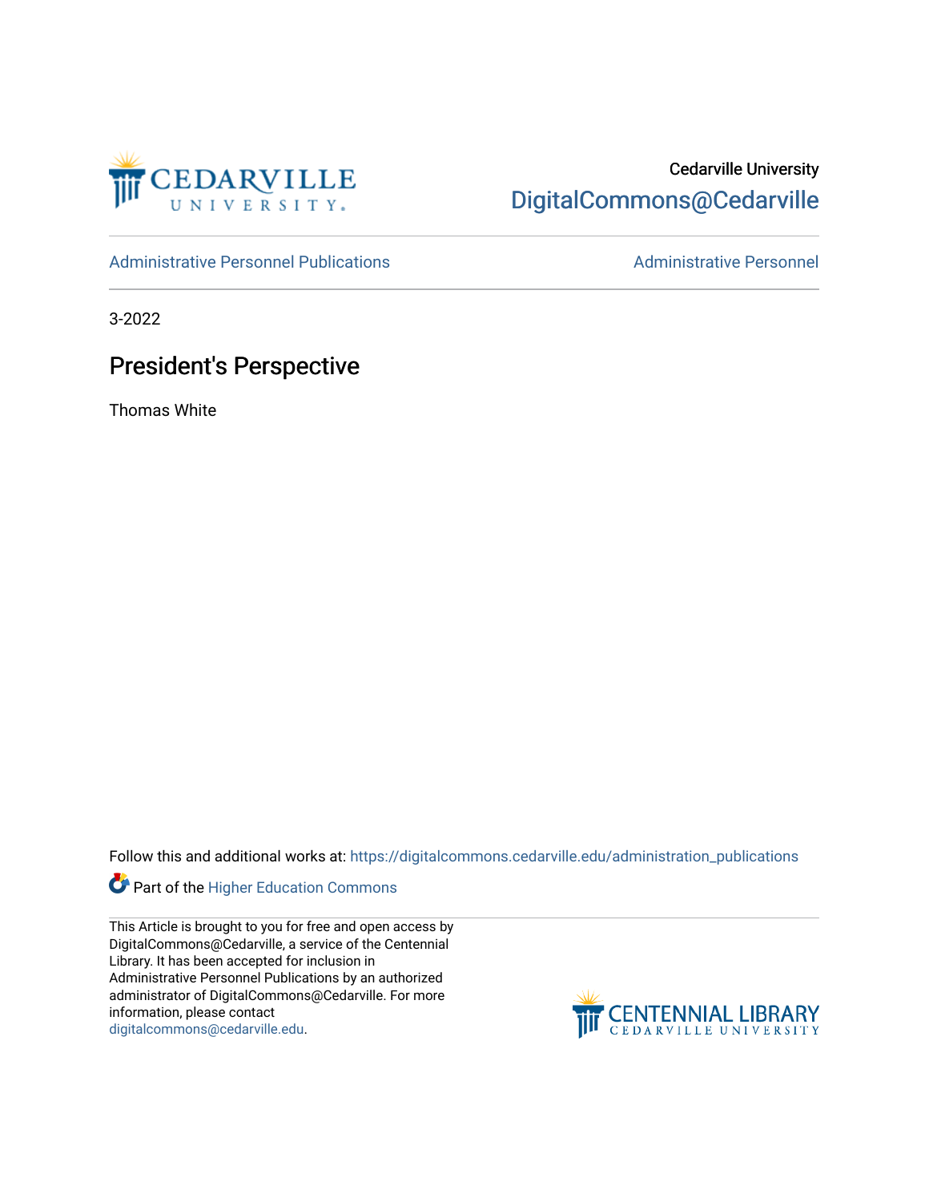Cedarville University

DigitalCommons@Cedarville

Administrative Personnel Publications

Administrative Personnel

3-2022

# President's Perspective

Thomas White

Follow this and additional works at: https://digitalcommons.cedarville.edu/administration_publications

Part of the Higher Education Commons

This Article is brought to you for free and open access by DigitalCommons@Cedarville, a service of the Centennial Library. It has been accepted for inclusion in Administrative Personnel Publications by an authorized administrator of DigitalCommons@Cedarville. For more information, please contact digitalcommons@cedarville.edu.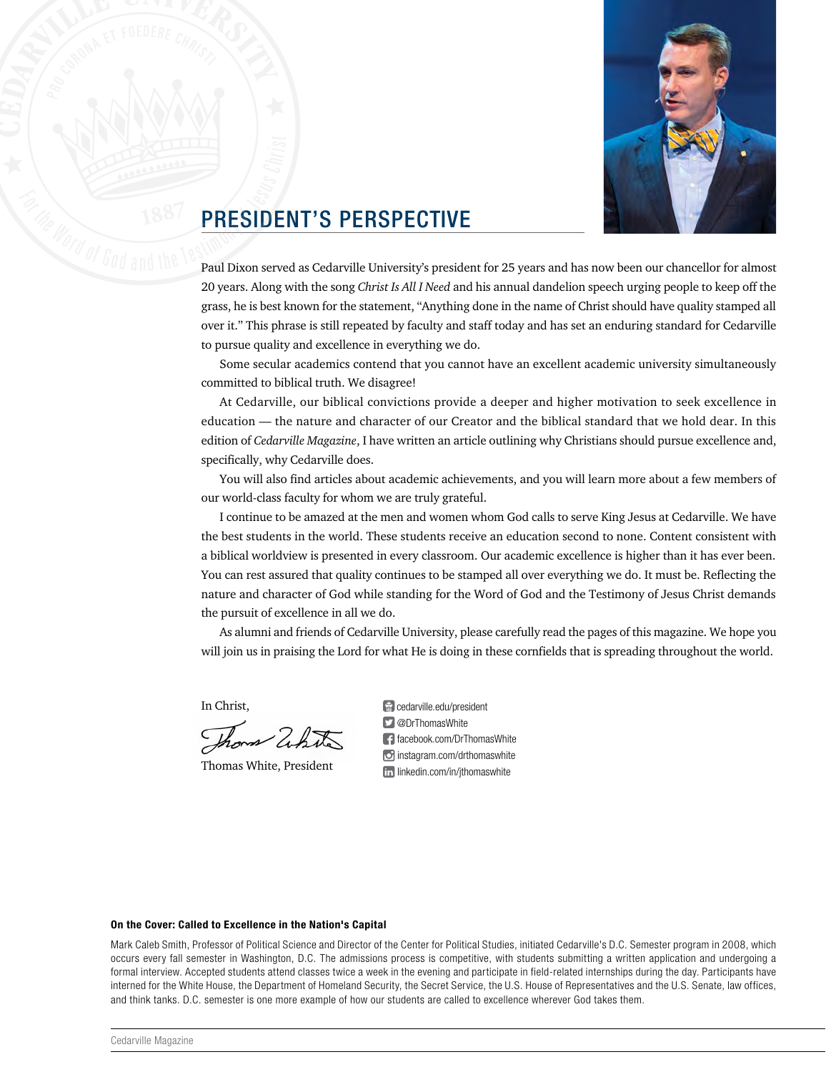## PRESIDENT'S PERSPECTIVE

Paul Dixon served as Cedarville University's president for 25 years and has now been our chancellor for almost 20 years. Along with the song *Christ Is All I Need* and his annual dandelion speech urging people to keep off the grass, he is best known for the statement, "Anything done in the name of Christ should have quality stamped all over it." This phrase is still repeated by faculty and staff today and has set an enduring standard for Cedarville to pursue quality and excellence in everything we do.

Some secular academics contend that you cannot have an excellent academic university simultaneously committed to biblical truth. We disagree!

At Cedarville, our biblical convictions provide a deeper and higher motivation to seek excellence in education — the nature and character of our Creator and the biblical standard that we hold dear. In this edition of *Cedarville Magazine*, I have written an article outlining why Christians should pursue excellence and, specifically, why Cedarville does.

You will also find articles about academic achievements, and you will learn more about a few members of our world-class faculty for whom we are truly grateful.

I continue to be amazed at the men and women whom God calls to serve King Jesus at Cedarville. We have the best students in the world. These students receive an education second to none. Content consistent with a biblical worldview is presented in every classroom. Our academic excellence is higher than it has ever been. You can rest assured that quality continues to be stamped all over everything we do. It must be. Reflecting the nature and character of God while standing for the Word of God and the Testimony of Jesus Christ demands the pursuit of excellence in all we do.

As alumni and friends of Cedarville University, please carefully read the pages of this magazine. We hope you will join us in praising the Lord for what He is doing in these cornfields that is spreading throughout the world.

In Christ,

Thomas White, President

cedarville.edu/president
@DrThomasWhite
facebook.com/DrThomasWhite
instagram.com/drthomaswhite
linkedin.com/in/jthomaswhite

**On the Cover: Called to Excellence in the Nation's Capital**

Mark Caleb Smith, Professor of Political Science and Director of the Center for Political Studies, initiated Cedarville's D.C. Semester program in 2008, which occurs every fall semester in Washington, D.C. The admissions process is competitive, with students submitting a written application and undergoing a formal interview. Accepted students attend classes twice a week in the evening and participate in field-related internships during the day. Participants have interned for the White House, the Department of Homeland Security, the Secret Service, the U.S. House of Representatives and the U.S. Senate, law offices, and think tanks. D.C. semester is one more example of how our students are called to excellence wherever God takes them.